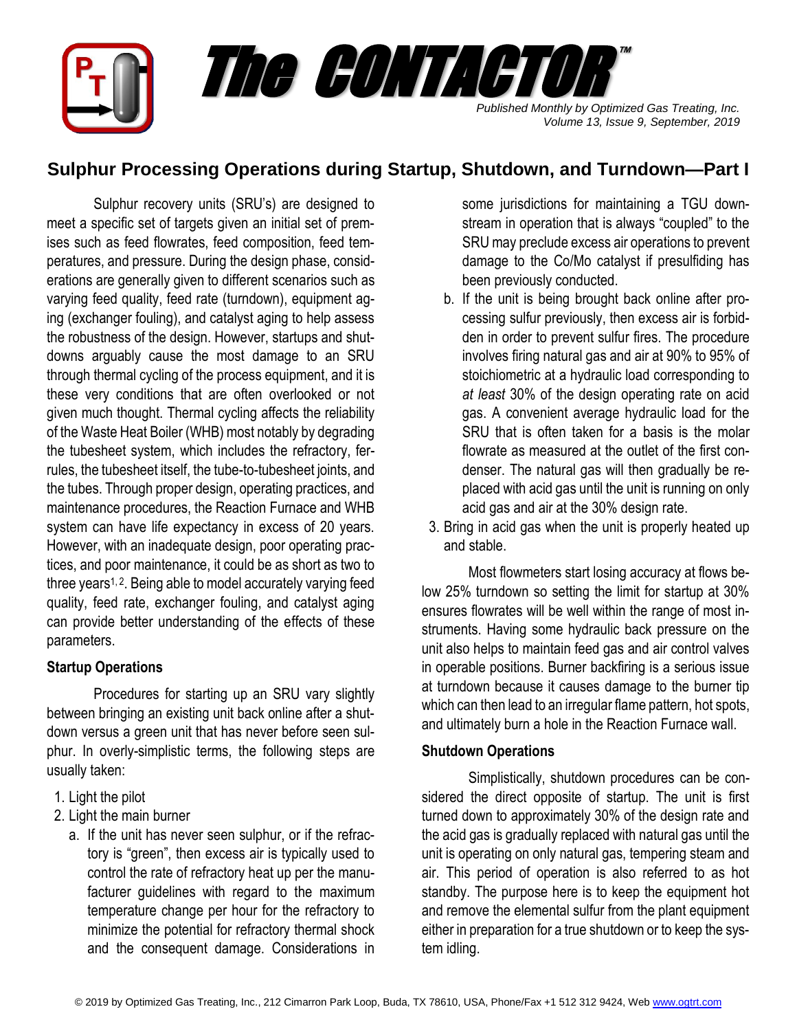# The CONTACTOR™

*Published Monthly by Optimized Gas Treating, Inc.*
*Volume 13, Issue 9, September, 2019*

## Sulphur Processing Operations during Startup, Shutdown, and Turndown—Part I

Sulphur recovery units (SRU's) are designed to meet a specific set of targets given an initial set of premises such as feed flowrates, feed composition, feed temperatures, and pressure. During the design phase, considerations are generally given to different scenarios such as varying feed quality, feed rate (turndown), equipment aging (exchanger fouling), and catalyst aging to help assess the robustness of the design. However, startups and shutdowns arguably cause the most damage to an SRU through thermal cycling of the process equipment, and it is these very conditions that are often overlooked or not given much thought. Thermal cycling affects the reliability of the Waste Heat Boiler (WHB) most notably by degrading the tubesheet system, which includes the refractory, ferrules, the tubesheet itself, the tube-to-tubesheet joints, and the tubes. Through proper design, operating practices, and maintenance procedures, the Reaction Furnace and WHB system can have life expectancy in excess of 20 years. However, with an inadequate design, poor operating practices, and poor maintenance, it could be as short as two to three years[1,2]. Being able to model accurately varying feed quality, feed rate, exchanger fouling, and catalyst aging can provide better understanding of the effects of these parameters.

### Startup Operations

Procedures for starting up an SRU vary slightly between bringing an existing unit back online after a shutdown versus a green unit that has never before seen sulphur. In overly-simplistic terms, the following steps are usually taken:

1. Light the pilot
2. Light the main burner
   a. If the unit has never seen sulphur, or if the refractory is "green", then excess air is typically used to control the rate of refractory heat up per the manufacturer guidelines with regard to the maximum temperature change per hour for the refractory to minimize the potential for refractory thermal shock and the consequent damage. Considerations in some jurisdictions for maintaining a TGU downstream in operation that is always "coupled" to the SRU may preclude excess air operations to prevent damage to the Co/Mo catalyst if presulfiding has been previously conducted.
   b. If the unit is being brought back online after processing sulfur previously, then excess air is forbidden in order to prevent sulfur fires. The procedure involves firing natural gas and air at 90% to 95% of stoichiometric at a hydraulic load corresponding to *at least* 30% of the design operating rate on acid gas. A convenient average hydraulic load for the SRU that is often taken for a basis is the molar flowrate as measured at the outlet of the first condenser. The natural gas will then gradually be replaced with acid gas until the unit is running on only acid gas and air at the 30% design rate.
3. Bring in acid gas when the unit is properly heated up and stable.

Most flowmeters start losing accuracy at flows below 25% turndown so setting the limit for startup at 30% ensures flowrates will be well within the range of most instruments. Having some hydraulic back pressure on the unit also helps to maintain feed gas and air control valves in operable positions. Burner backfiring is a serious issue at turndown because it causes damage to the burner tip which can then lead to an irregular flame pattern, hot spots, and ultimately burn a hole in the Reaction Furnace wall.

### Shutdown Operations

Simplistically, shutdown procedures can be considered the direct opposite of startup. The unit is first turned down to approximately 30% of the design rate and the acid gas is gradually replaced with natural gas until the unit is operating on only natural gas, tempering steam and air. This period of operation is also referred to as hot standby. The purpose here is to keep the equipment hot and remove the elemental sulfur from the plant equipment either in preparation for a true shutdown or to keep the system idling.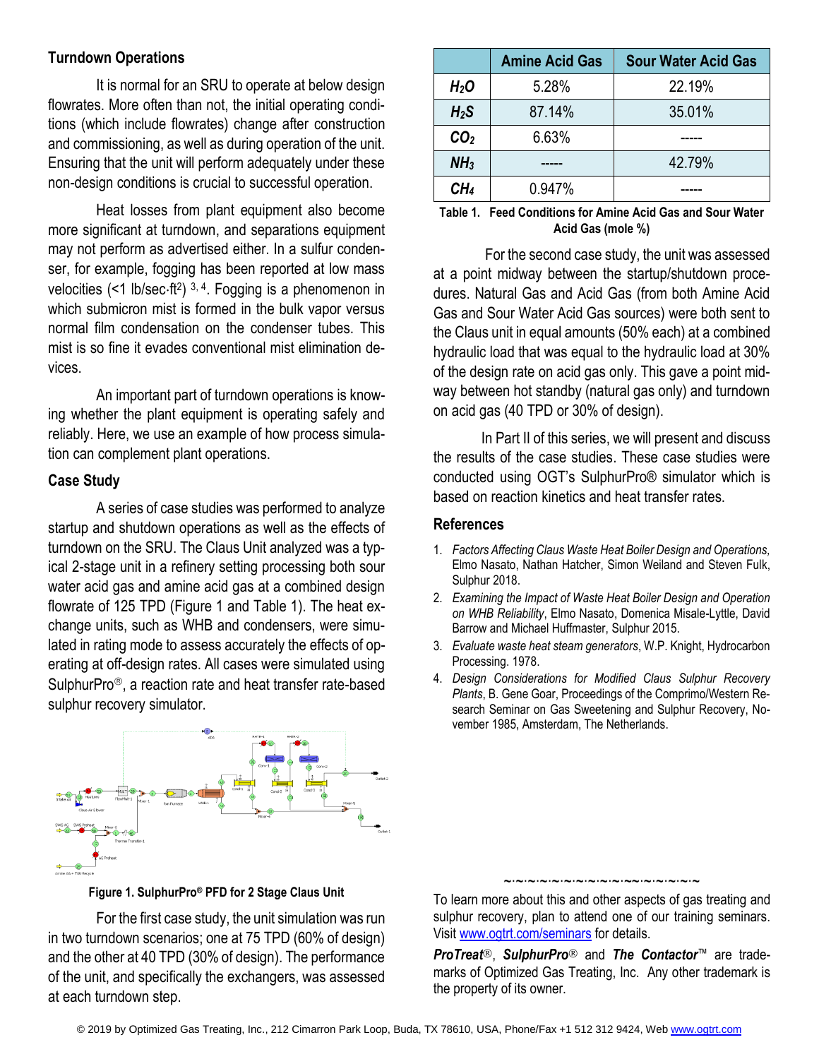## Turndown Operations

It is normal for an SRU to operate at below design flowrates. More often than not, the initial operating conditions (which include flowrates) change after construction and commissioning, as well as during operation of the unit. Ensuring that the unit will perform adequately under these non-design conditions is crucial to successful operation.

Heat losses from plant equipment also become more significant at turndown, and separations equipment may not perform as advertised either. In a sulfur condenser, for example, fogging has been reported at low mass velocities (<1 lb/sec·ft$^2$) [3, 4]. Fogging is a phenomenon in which submicron mist is formed in the bulk vapor versus normal film condensation on the condenser tubes. This mist is so fine it evades conventional mist elimination devices.

An important part of turndown operations is knowing whether the plant equipment is operating safely and reliably. Here, we use an example of how process simulation can complement plant operations.

## Case Study

A series of case studies was performed to analyze startup and shutdown operations as well as the effects of turndown on the SRU. The Claus Unit analyzed was a typical 2-stage unit in a refinery setting processing both sour water acid gas and amine acid gas at a combined design flowrate of 125 TPD (Figure 1 and Table 1). The heat exchange units, such as WHB and condensers, were simulated in rating mode to assess accurately the effects of operating at off-design rates. All cases were simulated using SulphurPro®, a reaction rate and heat transfer rate-based sulphur recovery simulator.

**Figure 1. SulphurPro® PFD for 2 Stage Claus Unit**

For the first case study, the unit simulation was run in two turndown scenarios; one at 75 TPD (60% of design) and the other at 40 TPD (30% of design). The performance of the unit, and specifically the exchangers, was assessed at each turndown step.

| | Amine Acid Gas | Sour Water Acid Gas |
|---|---|---|
| $H_2O$ | 5.28% | 22.19% |
| $H_2S$ | 87.14% | 35.01% |
| $CO_2$ | 6.63% | ----- |
| $NH_3$ | ----- | 42.79% |
| $CH_4$ | 0.947% | ----- |

**Table 1. Feed Conditions for Amine Acid Gas and Sour Water Acid Gas (mole %)**

For the second case study, the unit was assessed at a point midway between the startup/shutdown procedures. Natural Gas and Acid Gas (from both Amine Acid Gas and Sour Water Acid Gas sources) were both sent to the Claus unit in equal amounts (50% each) at a combined hydraulic load that was equal to the hydraulic load at 30% of the design rate on acid gas only. This gave a point midway between hot standby (natural gas only) and turndown on acid gas (40 TPD or 30% of design).

In Part II of this series, we will present and discuss the results of the case studies. These case studies were conducted using OGT's SulphurPro® simulator which is based on reaction kinetics and heat transfer rates.

## References

1. *Factors Affecting Claus Waste Heat Boiler Design and Operations*, Elmo Nasato, Nathan Hatcher, Simon Weiland and Steven Fulk, Sulphur 2018.
2. *Examining the Impact of Waste Heat Boiler Design and Operation on WHB Reliability*, Elmo Nasato, Domenica Misale-Lyttle, David Barrow and Michael Huffmaster, Sulphur 2015.
3. *Evaluate waste heat steam generators*, W.P. Knight, Hydrocarbon Processing. 1978.
4. *Design Considerations for Modified Claus Sulphur Recovery Plants*, B. Gene Goar, Proceedings of the Comprimo/Western Research Seminar on Gas Sweetening and Sulphur Recovery, November 1985, Amsterdam, The Netherlands.

~·~·~·~·~·~·~·~·~·~·~·~·~·~·~·~·~

To learn more about this and other aspects of gas treating and sulphur recovery, plan to attend one of our training seminars. Visit www.ogtrt.com/seminars for details.

***ProTreat***®, ***SulphurPro***® and ***The Contactor***™ are trademarks of Optimized Gas Treating, Inc. Any other trademark is the property of its owner.

© 2019 by Optimized Gas Treating, Inc., 212 Cimarron Park Loop, Buda, TX 78610, USA, Phone/Fax +1 512 312 9424, Web www.ogtrt.com